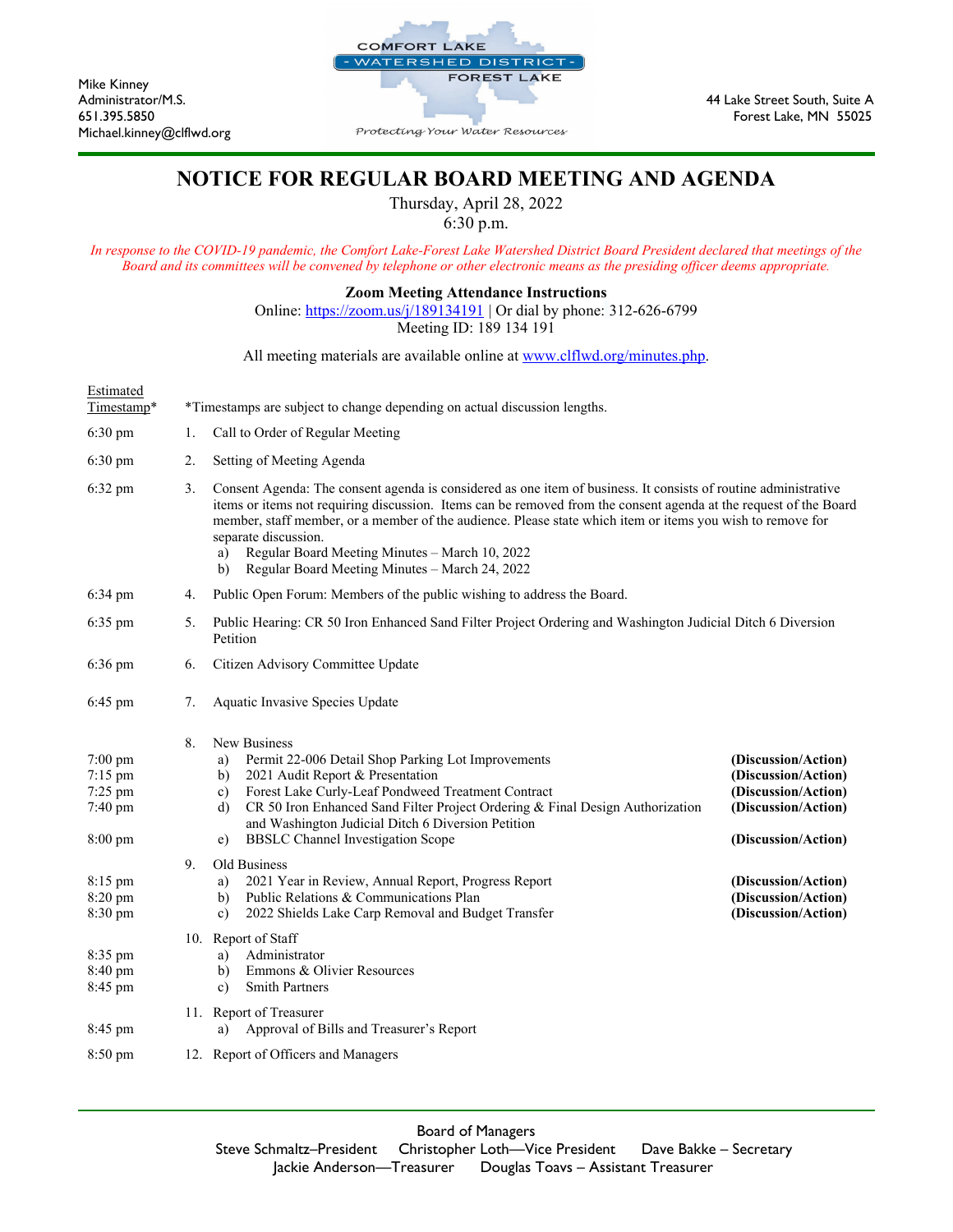Mike Kinney
Administrator/M.S.
651.395.5850
Michael.kinney@clflwd.org

COMFORT LAKE - WATERSHED DISTRICT - FOREST LAKE

*Protecting Your Water Resources*

44 Lake Street South, Suite A
Forest Lake, MN 55025

# NOTICE FOR REGULAR BOARD MEETING AND AGENDA

Thursday, April 28, 2022
6:30 p.m.

*In response to the COVID-19 pandemic, the Comfort Lake-Forest Lake Watershed District Board President declared that meetings of the Board and its committees will be convened by telephone or other electronic means as the presiding officer deems appropriate.*

**Zoom Meeting Attendance Instructions**
Online: https://zoom.us/j/189134191 | Or dial by phone: 312-626-6799
Meeting ID: 189 134 191

All meeting materials are available online at www.clflwd.org/minutes.php.

| Estimated Timestamp* | *Timestamps are subject to change depending on actual discussion lengths. | |
|---|---|---|
| 6:30 pm | 1. Call to Order of Regular Meeting | |
| 6:30 pm | 2. Setting of Meeting Agenda | |
| 6:32 pm | 3. Consent Agenda: The consent agenda is considered as one item of business. It consists of routine administrative items or items not requiring discussion. Items can be removed from the consent agenda at the request of the Board member, staff member, or a member of the audience. Please state which item or items you wish to remove for separate discussion.<br>a) Regular Board Meeting Minutes – March 10, 2022<br>b) Regular Board Meeting Minutes – March 24, 2022 | |
| 6:34 pm | 4. Public Open Forum: Members of the public wishing to address the Board. | |
| 6:35 pm | 5. Public Hearing: CR 50 Iron Enhanced Sand Filter Project Ordering and Washington Judicial Ditch 6 Diversion Petition | |
| 6:36 pm | 6. Citizen Advisory Committee Update | |
| 6:45 pm | 7. Aquatic Invasive Species Update | |
| | 8. New Business | |
| 7:00 pm | a) Permit 22-006 Detail Shop Parking Lot Improvements | **(Discussion/Action)** |
| 7:15 pm | b) 2021 Audit Report & Presentation | **(Discussion/Action)** |
| 7:25 pm | c) Forest Lake Curly-Leaf Pondweed Treatment Contract | **(Discussion/Action)** |
| 7:40 pm | d) CR 50 Iron Enhanced Sand Filter Project Ordering & Final Design Authorization and Washington Judicial Ditch 6 Diversion Petition | **(Discussion/Action)** |
| 8:00 pm | e) BBSLC Channel Investigation Scope | **(Discussion/Action)** |
| | 9. Old Business | |
| 8:15 pm | a) 2021 Year in Review, Annual Report, Progress Report | **(Discussion/Action)** |
| 8:20 pm | b) Public Relations & Communications Plan | **(Discussion/Action)** |
| 8:30 pm | c) 2022 Shields Lake Carp Removal and Budget Transfer | **(Discussion/Action)** |
| | 10. Report of Staff | |
| 8:35 pm | a) Administrator | |
| 8:40 pm | b) Emmons & Olivier Resources | |
| 8:45 pm | c) Smith Partners | |
| | 11. Report of Treasurer | |
| 8:45 pm | a) Approval of Bills and Treasurer's Report | |
| 8:50 pm | 12. Report of Officers and Managers | |

Board of Managers
Steve Schmaltz–President Christopher Loth—Vice President Dave Bakke – Secretary
Jackie Anderson—Treasurer Douglas Toavs – Assistant Treasurer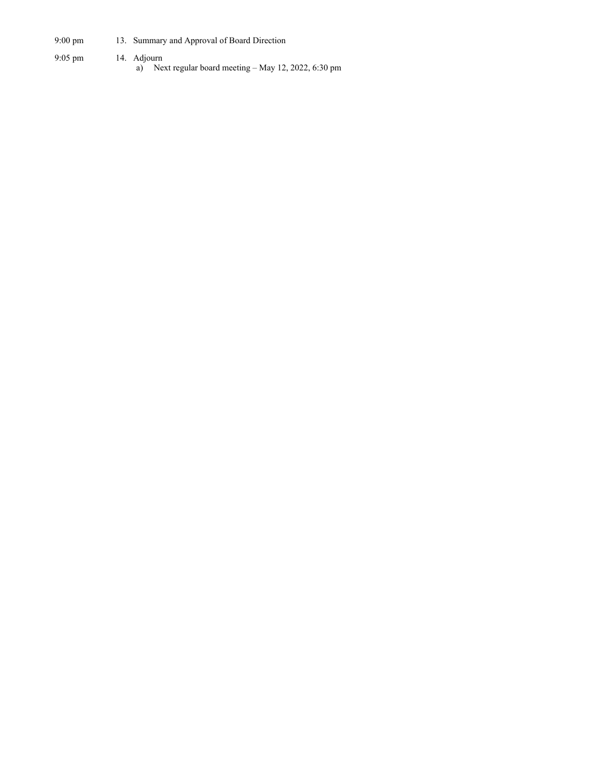9:00 pm 13. Summary and Approval of Board Direction

9:05 pm 14. Adjourn
  a) Next regular board meeting – May 12, 2022, 6:30 pm